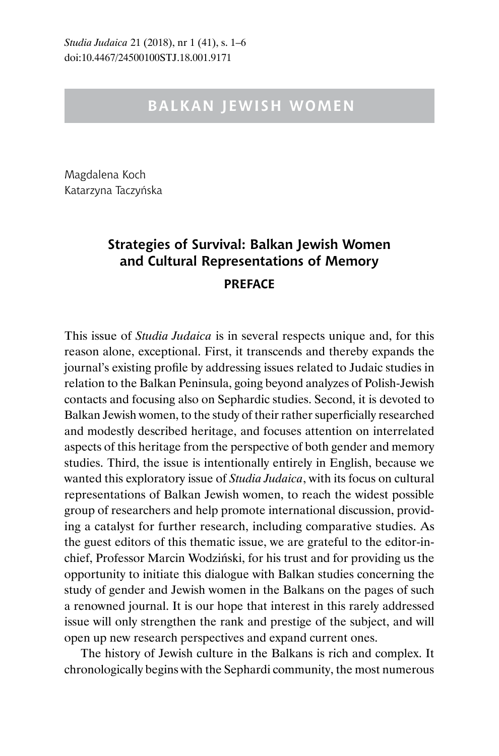# BALKAN JEWISH WOMEN

Magdalena Koch
Katarzyna Taczyńska

## Strategies of Survival: Balkan Jewish Women and Cultural Representations of Memory

### PREFACE

This issue of *Studia Judaica* is in several respects unique and, for this reason alone, exceptional. First, it transcends and thereby expands the journal's existing profile by addressing issues related to Judaic studies in relation to the Balkan Peninsula, going beyond analyzes of Polish-Jewish contacts and focusing also on Sephardic studies. Second, it is devoted to Balkan Jewish women, to the study of their rather superficially researched and modestly described heritage, and focuses attention on interrelated aspects of this heritage from the perspective of both gender and memory studies. Third, the issue is intentionally entirely in English, because we wanted this exploratory issue of *Studia Judaica*, with its focus on cultural representations of Balkan Jewish women, to reach the widest possible group of researchers and help promote international discussion, providing a catalyst for further research, including comparative studies. As the guest editors of this thematic issue, we are grateful to the editor-in-chief, Professor Marcin Wodziński, for his trust and for providing us the opportunity to initiate this dialogue with Balkan studies concerning the study of gender and Jewish women in the Balkans on the pages of such a renowned journal. It is our hope that interest in this rarely addressed issue will only strengthen the rank and prestige of the subject, and will open up new research perspectives and expand current ones.

The history of Jewish culture in the Balkans is rich and complex. It chronologically begins with the Sephardi community, the most numerous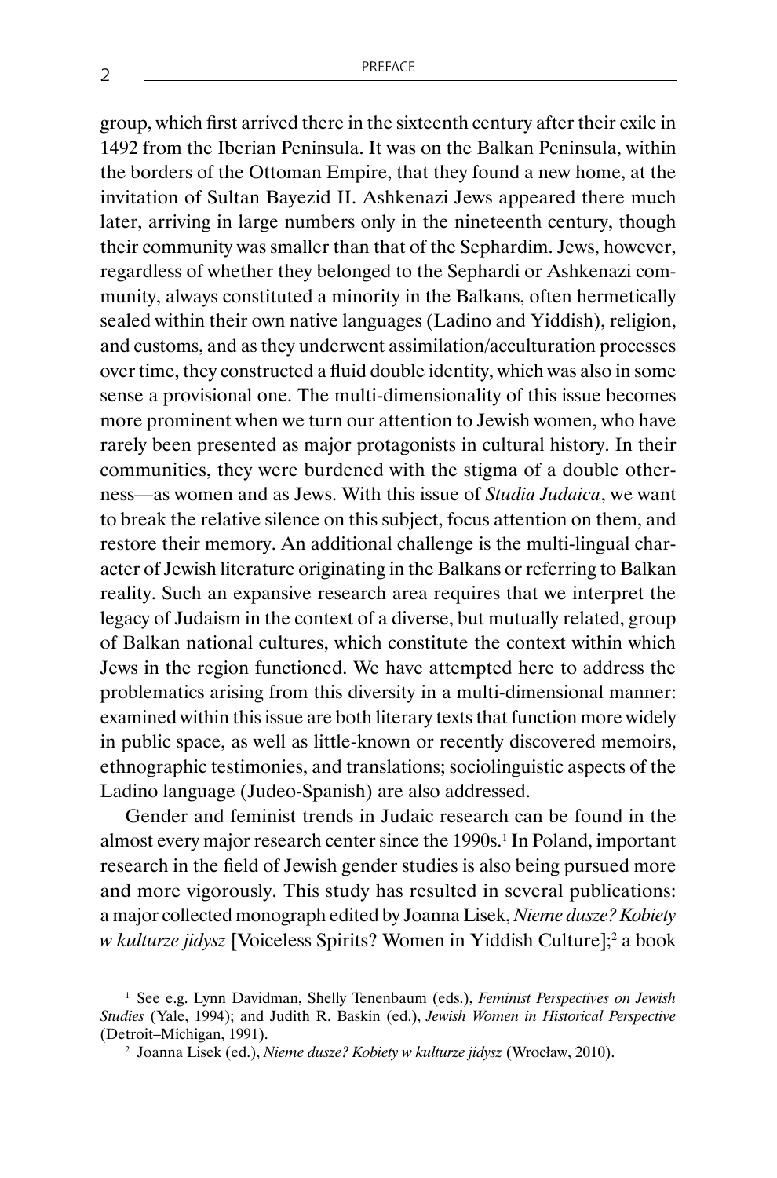group, which first arrived there in the sixteenth century after their exile in 1492 from the Iberian Peninsula. It was on the Balkan Peninsula, within the borders of the Ottoman Empire, that they found a new home, at the invitation of Sultan Bayezid II. Ashkenazi Jews appeared there much later, arriving in large numbers only in the nineteenth century, though their community was smaller than that of the Sephardim. Jews, however, regardless of whether they belonged to the Sephardi or Ashkenazi community, always constituted a minority in the Balkans, often hermetically sealed within their own native languages (Ladino and Yiddish), religion, and customs, and as they underwent assimilation/acculturation processes over time, they constructed a fluid double identity, which was also in some sense a provisional one. The multi-dimensionality of this issue becomes more prominent when we turn our attention to Jewish women, who have rarely been presented as major protagonists in cultural history. In their communities, they were burdened with the stigma of a double otherness—as women and as Jews. With this issue of *Studia Judaica*, we want to break the relative silence on this subject, focus attention on them, and restore their memory. An additional challenge is the multi-lingual character of Jewish literature originating in the Balkans or referring to Balkan reality. Such an expansive research area requires that we interpret the legacy of Judaism in the context of a diverse, but mutually related, group of Balkan national cultures, which constitute the context within which Jews in the region functioned. We have attempted here to address the problematics arising from this diversity in a multi-dimensional manner: examined within this issue are both literary texts that function more widely in public space, as well as little-known or recently discovered memoirs, ethnographic testimonies, and translations; sociolinguistic aspects of the Ladino language (Judeo-Spanish) are also addressed.

Gender and feminist trends in Judaic research can be found in the almost every major research center since the 1990s.[1] In Poland, important research in the field of Jewish gender studies is also being pursued more and more vigorously. This study has resulted in several publications: a major collected monograph edited by Joanna Lisek, *Nieme dusze? Kobiety w kulturze jidysz* [Voiceless Spirits? Women in Yiddish Culture];[2] a book

[1] See e.g. Lynn Davidman, Shelly Tenenbaum (eds.), *Feminist Perspectives on Jewish Studies* (Yale, 1994); and Judith R. Baskin (ed.), *Jewish Women in Historical Perspective* (Detroit–Michigan, 1991).

[2] Joanna Lisek (ed.), *Nieme dusze? Kobiety w kulturze jidysz* (Wrocław, 2010).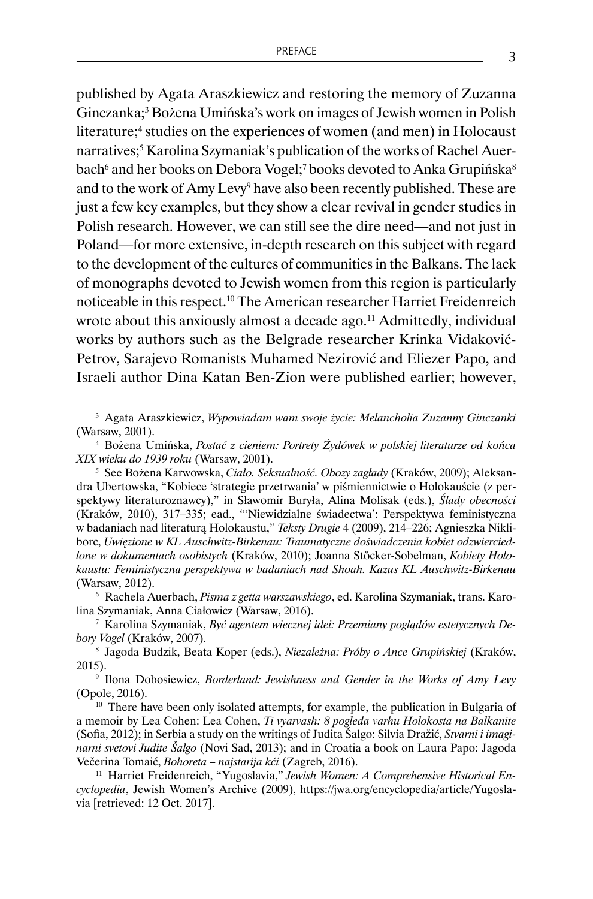published by Agata Araszkiewicz and restoring the memory of Zuzanna Ginczanka;[3] Bożena Umińska's work on images of Jewish women in Polish literature;[4] studies on the experiences of women (and men) in Holocaust narratives;[5] Karolina Szymaniak's publication of the works of Rachel Auerbach[6] and her books on Debora Vogel;[7] books devoted to Anka Grupińska[8] and to the work of Amy Levy[9] have also been recently published. These are just a few key examples, but they show a clear revival in gender studies in Polish research. However, we can still see the dire need—and not just in Poland—for more extensive, in-depth research on this subject with regard to the development of the cultures of communities in the Balkans. The lack of monographs devoted to Jewish women from this region is particularly noticeable in this respect.[10] The American researcher Harriet Freidenreich wrote about this anxiously almost a decade ago.[11] Admittedly, individual works by authors such as the Belgrade researcher Krinka Vidaković-Petrov, Sarajevo Romanists Muhamed Nezirović and Eliezer Papo, and Israeli author Dina Katan Ben-Zion were published earlier; however,

[3] Agata Araszkiewicz, *Wypowiadam wam swoje życie: Melancholia Zuzanny Ginczanki* (Warsaw, 2001).

[4] Bożena Umińska, *Postać z cieniem: Portrety Żydówek w polskiej literaturze od końca XIX wieku do 1939 roku* (Warsaw, 2001).

[5] See Bożena Karwowska, *Ciało. Seksualność. Obozy zagłady* (Kraków, 2009); Aleksandra Ubertowska, "Kobiece 'strategie przetrwania' w piśmiennictwie o Holokauście (z perspektywy literaturoznawcy)," in Sławomir Buryła, Alina Molisak (eds.), *Ślady obecności* (Kraków, 2010), 317–335; ead., "'Niewidzialne świadectwa': Perspektywa feministyczna w badaniach nad literaturą Holokaustu," *Teksty Drugie* 4 (2009), 214–226; Agnieszka Nikliborc, *Uwięzione w KL Auschwitz-Birkenau: Traumatyczne doświadczenia kobiet odzwierciedlone w dokumentach osobistych* (Kraków, 2010); Joanna Stöcker-Sobelman, *Kobiety Holokaustu: Feministyczna perspektywa w badaniach nad Shoah. Kazus KL Auschwitz-Birkenau* (Warsaw, 2012).

[6] Rachela Auerbach, *Pisma z getta warszawskiego*, ed. Karolina Szymaniak, trans. Karolina Szymaniak, Anna Ciałowicz (Warsaw, 2016).

[7] Karolina Szymaniak, *Być agentem wiecznej idei: Przemiany poglądów estetycznych Debory Vogel* (Kraków, 2007).

[8] Jagoda Budzik, Beata Koper (eds.), *Niezależna: Próby o Ance Grupińskiej* (Kraków, 2015).

[9] Ilona Dobosiewicz, *Borderland: Jewishness and Gender in the Works of Amy Levy* (Opole, 2016).

[10] There have been only isolated attempts, for example, the publication in Bulgaria of a memoir by Lea Cohen: Lea Cohen, *Ti vyarvash: 8 pogleda varhu Holokosta na Balkanite* (Sofia, 2012); in Serbia a study on the writings of Judita Šalgo: Silvia Dražić, *Stvarni i imaginarni svetovi Judite Šalgo* (Novi Sad, 2013); and in Croatia a book on Laura Papo: Jagoda Večerina Tomaić, *Bohoreta – najstarija kći* (Zagreb, 2016).

[11] Harriet Freidenreich, "Yugoslavia," *Jewish Women: A Comprehensive Historical Encyclopedia*, Jewish Women's Archive (2009), https://jwa.org/encyclopedia/article/Yugoslavia [retrieved: 12 Oct. 2017].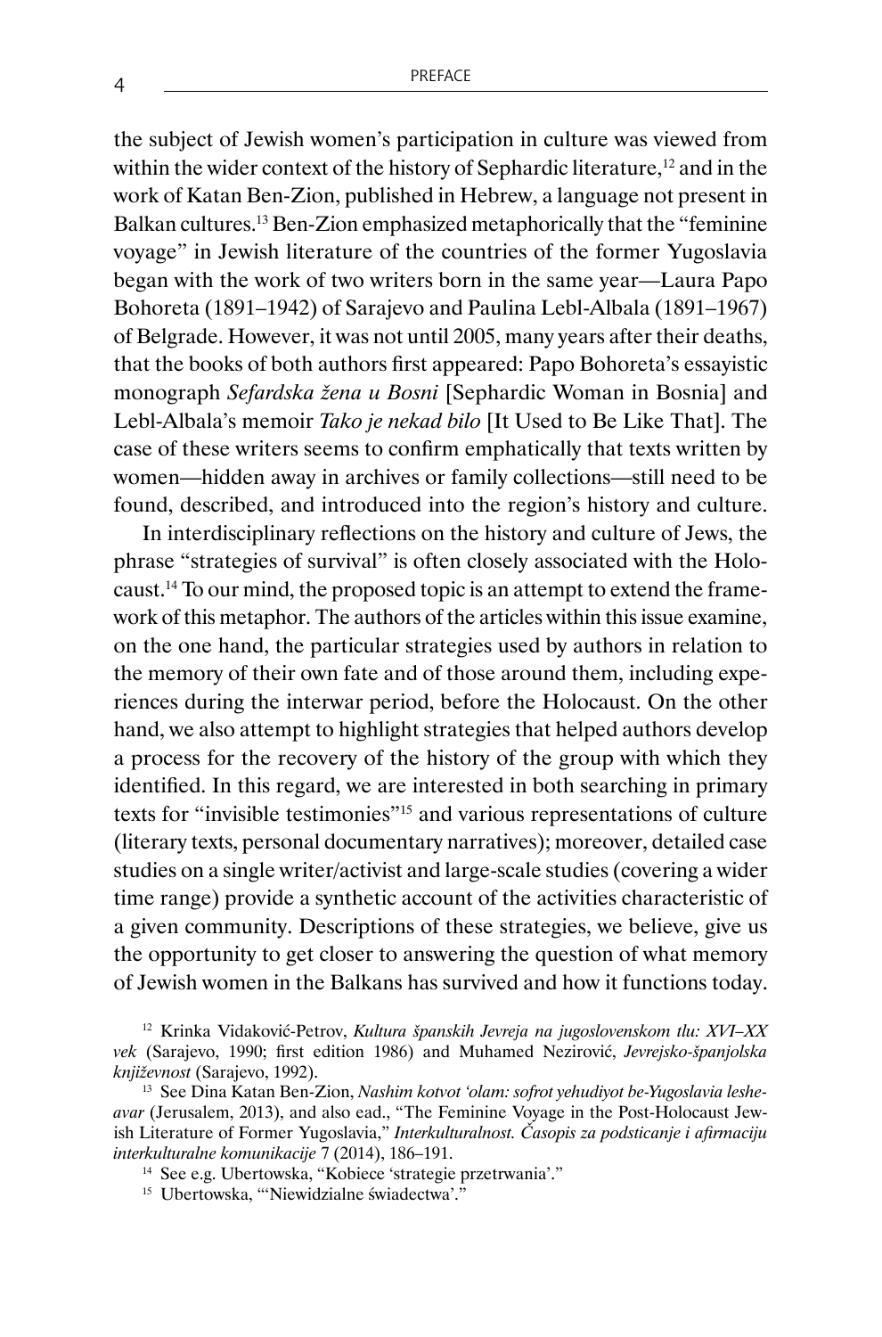the subject of Jewish women's participation in culture was viewed from within the wider context of the history of Sephardic literature,[12] and in the work of Katan Ben-Zion, published in Hebrew, a language not present in Balkan cultures.[13] Ben-Zion emphasized metaphorically that the "feminine voyage" in Jewish literature of the countries of the former Yugoslavia began with the work of two writers born in the same year—Laura Papo Bohoreta (1891–1942) of Sarajevo and Paulina Lebl-Albala (1891–1967) of Belgrade. However, it was not until 2005, many years after their deaths, that the books of both authors first appeared: Papo Bohoreta's essayistic monograph *Sefardska žena u Bosni* [Sephardic Woman in Bosnia] and Lebl-Albala's memoir *Tako je nekad bilo* [It Used to Be Like That]. The case of these writers seems to confirm emphatically that texts written by women—hidden away in archives or family collections—still need to be found, described, and introduced into the region's history and culture.

In interdisciplinary reflections on the history and culture of Jews, the phrase "strategies of survival" is often closely associated with the Holocaust.[14] To our mind, the proposed topic is an attempt to extend the framework of this metaphor. The authors of the articles within this issue examine, on the one hand, the particular strategies used by authors in relation to the memory of their own fate and of those around them, including experiences during the interwar period, before the Holocaust. On the other hand, we also attempt to highlight strategies that helped authors develop a process for the recovery of the history of the group with which they identified. In this regard, we are interested in both searching in primary texts for "invisible testimonies"[15] and various representations of culture (literary texts, personal documentary narratives); moreover, detailed case studies on a single writer/activist and large-scale studies (covering a wider time range) provide a synthetic account of the activities characteristic of a given community. Descriptions of these strategies, we believe, give us the opportunity to get closer to answering the question of what memory of Jewish women in the Balkans has survived and how it functions today.

[12] Krinka Vidaković-Petrov, *Kultura španskih Jevreja na jugoslovenskom tlu: XVI–XX vek* (Sarajevo, 1990; first edition 1986) and Muhamed Nezirović, *Jevrejsko-španjolska književnost* (Sarajevo, 1992).

[13] See Dina Katan Ben-Zion, *Nashim kotvot 'olam: sofrot yehudiyot be-Yugoslavia leshe-avar* (Jerusalem, 2013), and also ead., "The Feminine Voyage in the Post-Holocaust Jewish Literature of Former Yugoslavia," *Interkulturalnost. Časopis za podsticanje i afirmaciju interkulturalne komunikacije* 7 (2014), 186–191.

[14] See e.g. Ubertowska, "Kobiece 'strategie przetrwania'."

[15] Ubertowska, "'Niewidzialne świadectwa'."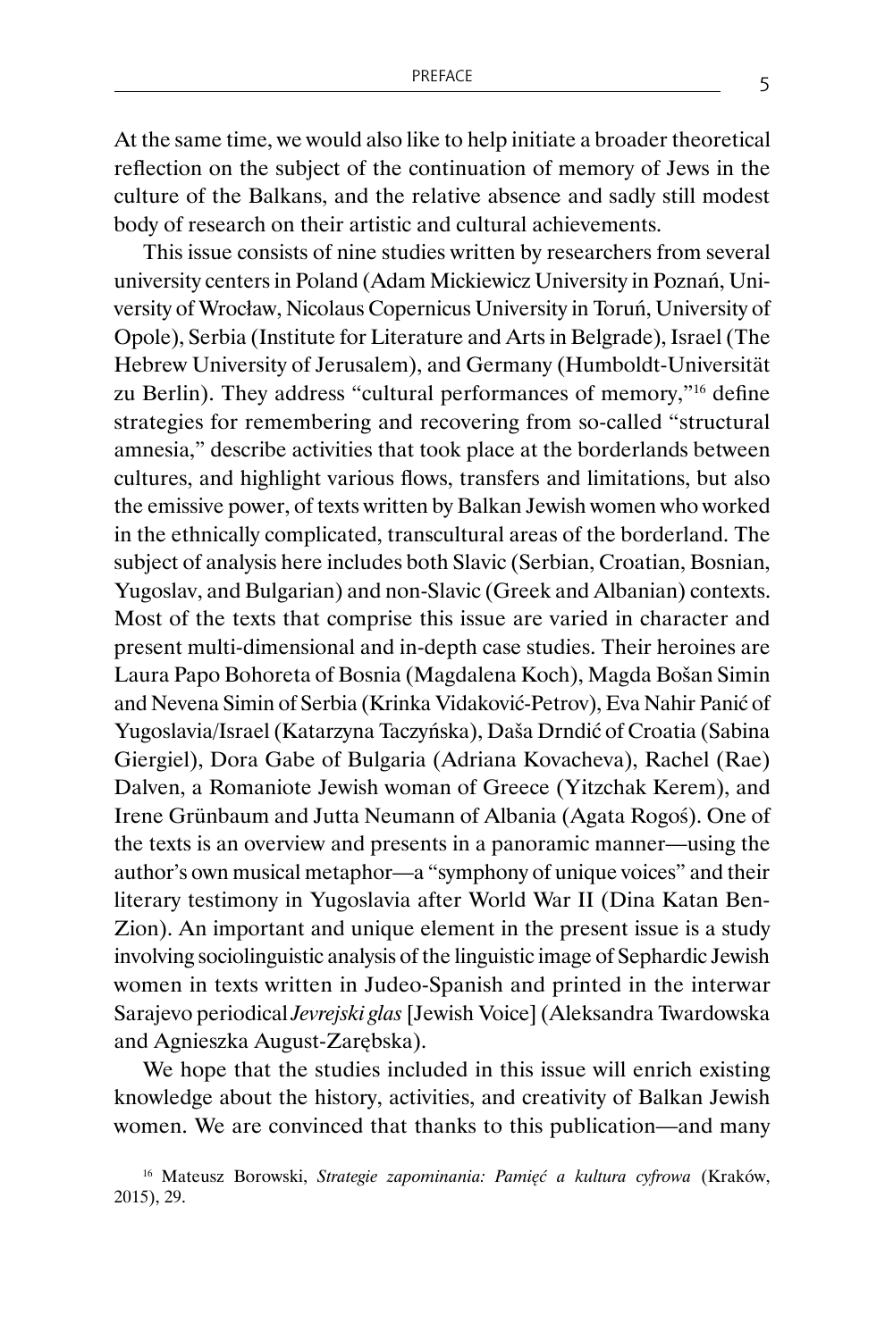At the same time, we would also like to help initiate a broader theoretical reflection on the subject of the continuation of memory of Jews in the culture of the Balkans, and the relative absence and sadly still modest body of research on their artistic and cultural achievements.

This issue consists of nine studies written by researchers from several university centers in Poland (Adam Mickiewicz University in Poznań, University of Wrocław, Nicolaus Copernicus University in Toruń, University of Opole), Serbia (Institute for Literature and Arts in Belgrade), Israel (The Hebrew University of Jerusalem), and Germany (Humboldt-Universität zu Berlin). They address "cultural performances of memory,"[16] define strategies for remembering and recovering from so-called "structural amnesia," describe activities that took place at the borderlands between cultures, and highlight various flows, transfers and limitations, but also the emissive power, of texts written by Balkan Jewish women who worked in the ethnically complicated, transcultural areas of the borderland. The subject of analysis here includes both Slavic (Serbian, Croatian, Bosnian, Yugoslav, and Bulgarian) and non-Slavic (Greek and Albanian) contexts. Most of the texts that comprise this issue are varied in character and present multi-dimensional and in-depth case studies. Their heroines are Laura Papo Bohoreta of Bosnia (Magdalena Koch), Magda Bošan Simin and Nevena Simin of Serbia (Krinka Vidaković-Petrov), Eva Nahir Panić of Yugoslavia/Israel (Katarzyna Taczyńska), Daša Drndić of Croatia (Sabina Giergiel), Dora Gabe of Bulgaria (Adriana Kovacheva), Rachel (Rae) Dalven, a Romaniote Jewish woman of Greece (Yitzchak Kerem), and Irene Grünbaum and Jutta Neumann of Albania (Agata Rogoś). One of the texts is an overview and presents in a panoramic manner—using the author's own musical metaphor—a "symphony of unique voices" and their literary testimony in Yugoslavia after World War II (Dina Katan Ben-Zion). An important and unique element in the present issue is a study involving sociolinguistic analysis of the linguistic image of Sephardic Jewish women in texts written in Judeo-Spanish and printed in the interwar Sarajevo periodical *Jevrejski glas* [Jewish Voice] (Aleksandra Twardowska and Agnieszka August-Zarębska).

We hope that the studies included in this issue will enrich existing knowledge about the history, activities, and creativity of Balkan Jewish women. We are convinced that thanks to this publication—and many

[16] Mateusz Borowski, *Strategie zapominania: Pamięć a kultura cyfrowa* (Kraków, 2015), 29.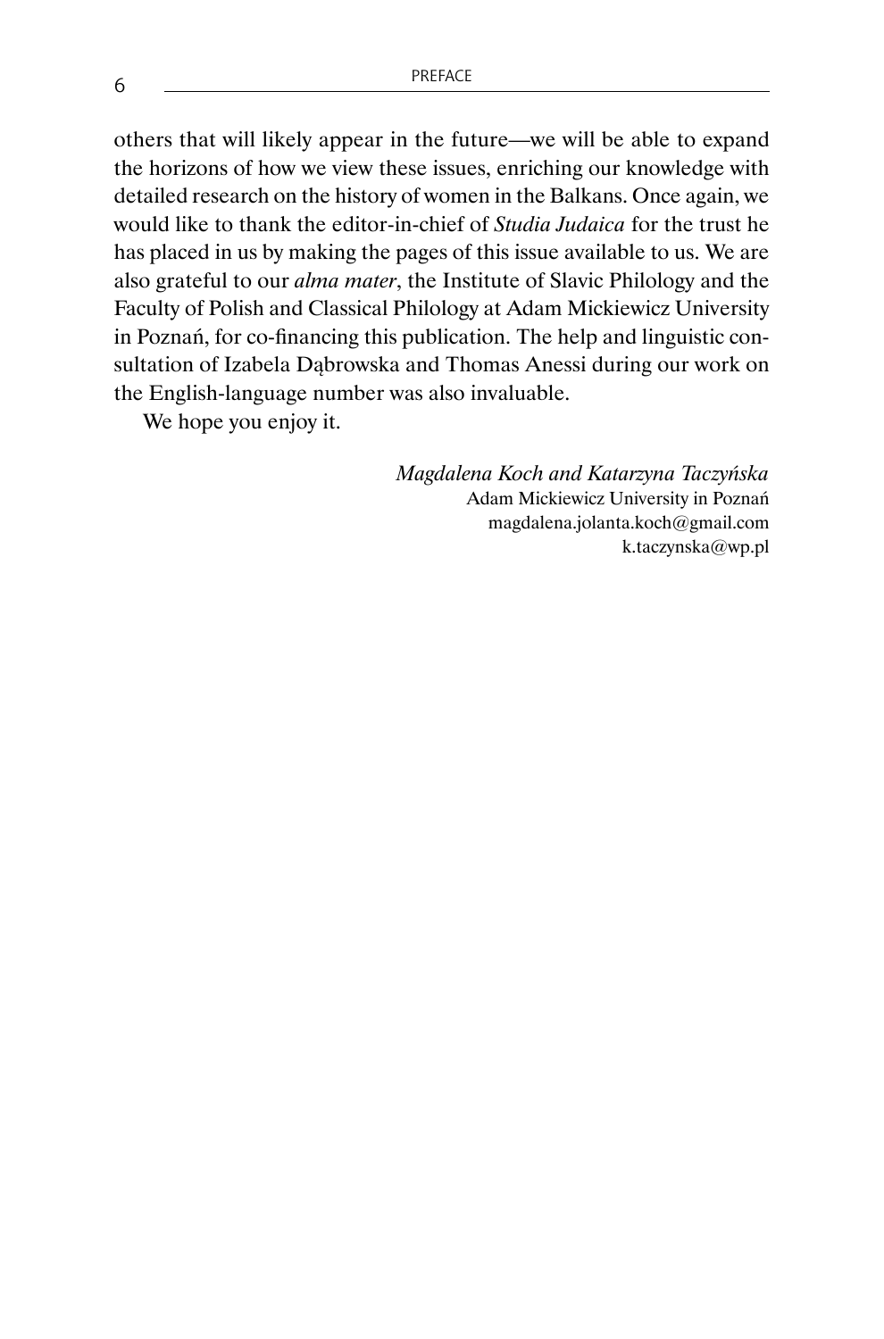others that will likely appear in the future—we will be able to expand the horizons of how we view these issues, enriching our knowledge with detailed research on the history of women in the Balkans. Once again, we would like to thank the editor-in-chief of *Studia Judaica* for the trust he has placed in us by making the pages of this issue available to us. We are also grateful to our *alma mater*, the Institute of Slavic Philology and the Faculty of Polish and Classical Philology at Adam Mickiewicz University in Poznań, for co-financing this publication. The help and linguistic consultation of Izabela Dąbrowska and Thomas Anessi during our work on the English-language number was also invaluable.

We hope you enjoy it.

*Magdalena Koch and Katarzyna Taczyńska*
Adam Mickiewicz University in Poznań
magdalena.jolanta.koch@gmail.com
k.taczynska@wp.pl